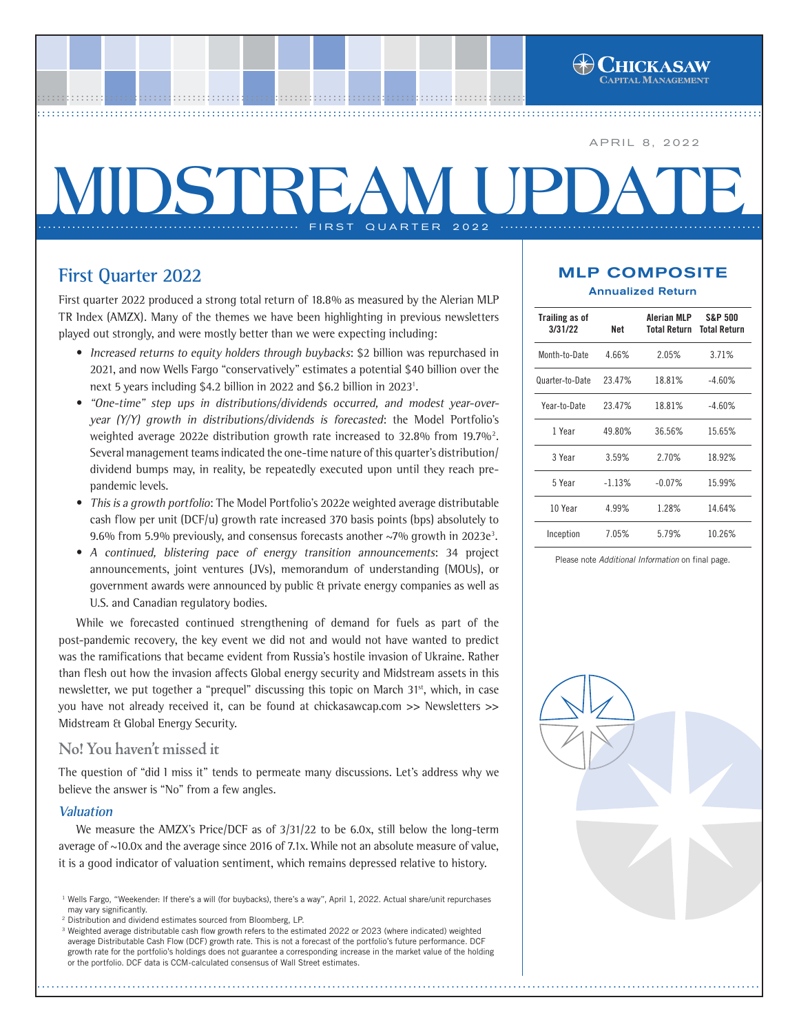APRIL 8, 2022

# MIDSTREAM UPDATE

FIRST QUARTER 2022

## First Quarter 2022

First quarter 2022 produced a strong total return of 18.8% as measured by the Alerian MLP TR Index (AMZX). Many of the themes we have been highlighting in previous newsletters played out strongly, and were mostly better than we were expecting including:

- *Increased returns to equity holders through buybacks*: $2 billion was repurchased in 2021, and now Wells Fargo "conservatively" estimates a potential $40 billion over the next 5 years including $4.2 billion in 2022 and $6.2 billion in 2023[1].
- *"One-time" step ups in distributions/dividends occurred, and modest year-over-year (Y/Y) growth in distributions/dividends is forecasted*: the Model Portfolio's weighted average 2022e distribution growth rate increased to 32.8% from 19.7%[2]. Several management teams indicated the one-time nature of this quarter's distribution/dividend bumps may, in reality, be repeatedly executed upon until they reach pre-pandemic levels.
- *This is a growth portfolio*: The Model Portfolio's 2022e weighted average distributable cash flow per unit (DCF/u) growth rate increased 370 basis points (bps) absolutely to 9.6% from 5.9% previously, and consensus forecasts another ~7% growth in 2023e[3].
- *A continued, blistering pace of energy transition announcements*: 34 project announcements, joint ventures (JVs), memorandum of understanding (MOUs), or government awards were announced by public & private energy companies as well as U.S. and Canadian regulatory bodies.

While we forecasted continued strengthening of demand for fuels as part of the post-pandemic recovery, the key event we did not and would not have wanted to predict was the ramifications that became evident from Russia's hostile invasion of Ukraine. Rather than flesh out how the invasion affects Global energy security and Midstream assets in this newsletter, we put together a "prequel" discussing this topic on March 31st, which, in case you have not already received it, can be found at chickasawcap.com >> Newsletters >> Midstream & Global Energy Security.

### No! You haven't missed it

The question of "did I miss it" tends to permeate many discussions. Let's address why we believe the answer is "No" from a few angles.

#### *Valuation*

We measure the AMZX's Price/DCF as of 3/31/22 to be 6.0x, still below the long-term average of ~10.0x and the average since 2016 of 7.1x. While not an absolute measure of value, it is a good indicator of valuation sentiment, which remains depressed relative to history.

## MLP COMPOSITE

**Annualized Return**

| Trailing as of 3/31/22 | Net | Alerian MLP Total Return | S&P 500 Total Return |
|---|---|---|---|
| Month-to-Date | 4.66% | 2.05% | 3.71% |
| Quarter-to-Date | 23.47% | 18.81% | -4.60% |
| Year-to-Date | 23.47% | 18.81% | -4.60% |
| 1 Year | 49.80% | 36.56% | 15.65% |
| 3 Year | 3.59% | 2.70% | 18.92% |
| 5 Year | -1.13% | -0.07% | 15.99% |
| 10 Year | 4.99% | 1.28% | 14.64% |
| Inception | 7.05% | 5.79% | 10.26% |

Please note *Additional Information* on final page.

---

[1] Wells Fargo, "Weekender: If there's a will (for buybacks), there's a way", April 1, 2022. Actual share/unit repurchases may vary significantly.

[2] Distribution and dividend estimates sourced from Bloomberg, LP.

[3] Weighted average distributable cash flow growth refers to the estimated 2022 or 2023 (where indicated) weighted average Distributable Cash Flow (DCF) growth rate. This is not a forecast of the portfolio's future performance. DCF growth rate for the portfolio's holdings does not guarantee a corresponding increase in the market value of the holding or the portfolio. DCF data is CCM-calculated consensus of Wall Street estimates.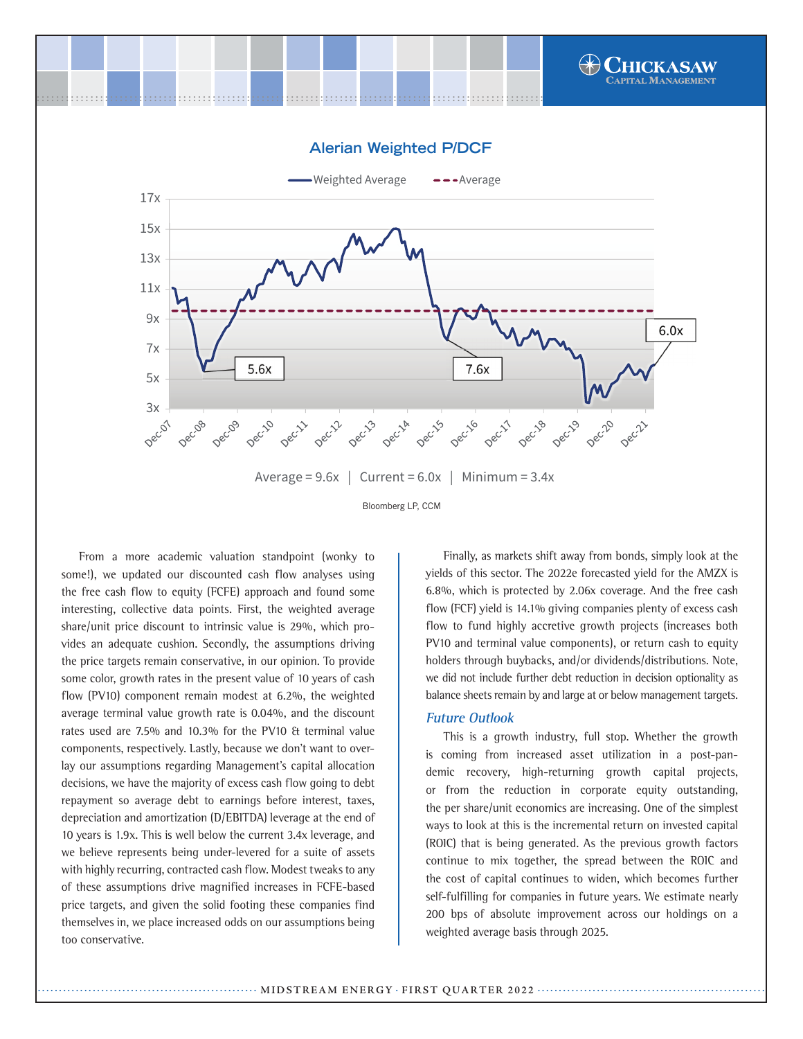## Alerian Weighted P/DCF

Average = 9.6x | Current = 6.0x | Minimum = 3.4x

Bloomberg LP, CCM

From a more academic valuation standpoint (wonky to some!), we updated our discounted cash flow analyses using the free cash flow to equity (FCFE) approach and found some interesting, collective data points. First, the weighted average share/unit price discount to intrinsic value is 29%, which provides an adequate cushion. Secondly, the assumptions driving the price targets remain conservative, in our opinion. To provide some color, growth rates in the present value of 10 years of cash flow (PV10) component remain modest at 6.2%, the weighted average terminal value growth rate is 0.04%, and the discount rates used are 7.5% and 10.3% for the PV10 & terminal value components, respectively. Lastly, because we don't want to overlay our assumptions regarding Management's capital allocation decisions, we have the majority of excess cash flow going to debt repayment so average debt to earnings before interest, taxes, depreciation and amortization (D/EBITDA) leverage at the end of 10 years is 1.9x. This is well below the current 3.4x leverage, and we believe represents being under-levered for a suite of assets with highly recurring, contracted cash flow. Modest tweaks to any of these assumptions drive magnified increases in FCFE-based price targets, and given the solid footing these companies find themselves in, we place increased odds on our assumptions being too conservative.

Finally, as markets shift away from bonds, simply look at the yields of this sector. The 2022e forecasted yield for the AMZX is 6.8%, which is protected by 2.06x coverage. And the free cash flow (FCF) yield is 14.1% giving companies plenty of excess cash flow to fund highly accretive growth projects (increases both PV10 and terminal value components), or return cash to equity holders through buybacks, and/or dividends/distributions. Note, we did not include further debt reduction in decision optionality as balance sheets remain by and large at or below management targets.

### *Future Outlook*

This is a growth industry, full stop. Whether the growth is coming from increased asset utilization in a post-pandemic recovery, high-returning growth capital projects, or from the reduction in corporate equity outstanding, the per share/unit economics are increasing. One of the simplest ways to look at this is the incremental return on invested capital (ROIC) that is being generated. As the previous growth factors continue to mix together, the spread between the ROIC and the cost of capital continues to widen, which becomes further self-fulfilling for companies in future years. We estimate nearly 200 bps of absolute improvement across our holdings on a weighted average basis through 2025.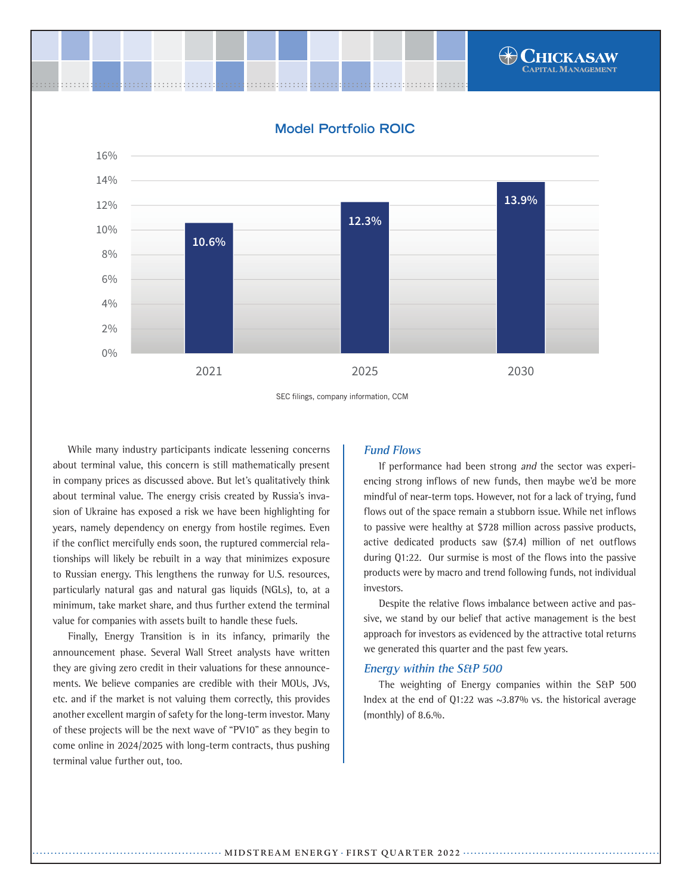## Model Portfolio ROIC

| Year | ROIC |
|---|---|
| 2021 | 10.6% |
| 2025 | 12.3% |
| 2030 | 13.9% |

SEC filings, company information, CCM

While many industry participants indicate lessening concerns about terminal value, this concern is still mathematically present in company prices as discussed above. But let's qualitatively think about terminal value. The energy crisis created by Russia's invasion of Ukraine has exposed a risk we have been highlighting for years, namely dependency on energy from hostile regimes. Even if the conflict mercifully ends soon, the ruptured commercial relationships will likely be rebuilt in a way that minimizes exposure to Russian energy. This lengthens the runway for U.S. resources, particularly natural gas and natural gas liquids (NGLs), to, at a minimum, take market share, and thus further extend the terminal value for companies with assets built to handle these fuels.

Finally, Energy Transition is in its infancy, primarily the announcement phase. Several Wall Street analysts have written they are giving zero credit in their valuations for these announcements. We believe companies are credible with their MOUs, JVs, etc. and if the market is not valuing them correctly, this provides another excellent margin of safety for the long-term investor. Many of these projects will be the next wave of "PV10" as they begin to come online in 2024/2025 with long-term contracts, thus pushing terminal value further out, too.

### *Fund Flows*

If performance had been strong *and* the sector was experiencing strong inflows of new funds, then maybe we'd be more mindful of near-term tops. However, not for a lack of trying, fund flows out of the space remain a stubborn issue. While net inflows to passive were healthy at $728 million across passive products, active dedicated products saw ($7.4) million of net outflows during Q1:22. Our surmise is most of the flows into the passive products were by macro and trend following funds, not individual investors.

Despite the relative flows imbalance between active and passive, we stand by our belief that active management is the best approach for investors as evidenced by the attractive total returns we generated this quarter and the past few years.

### *Energy within the S&P 500*

The weighting of Energy companies within the S&P 500 Index at the end of Q1:22 was ~3.87% vs. the historical average (monthly) of 8.6.%.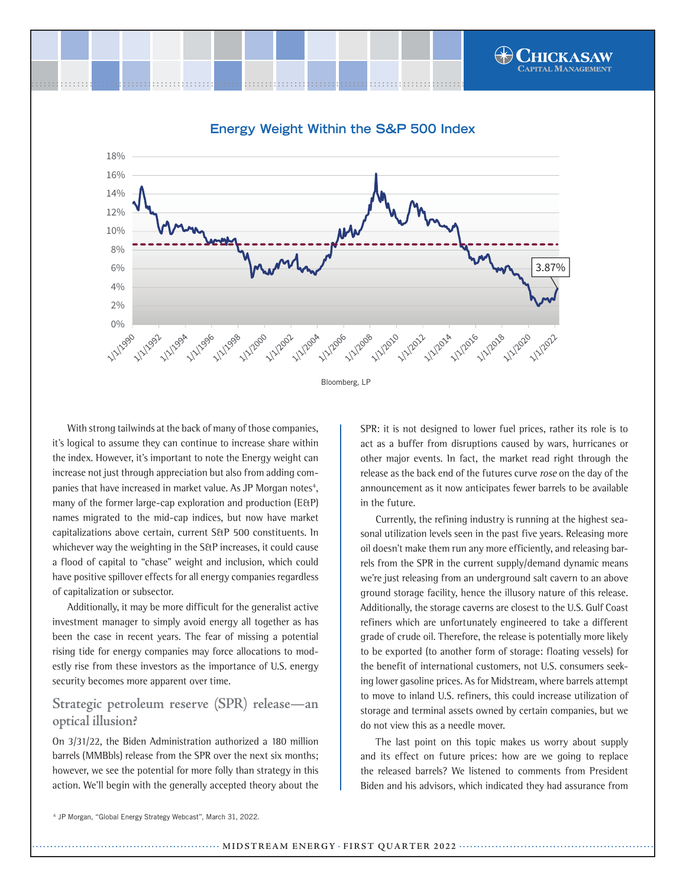## Energy Weight Within the S&P 500 Index

Bloomberg, LP

With strong tailwinds at the back of many of those companies, it's logical to assume they can continue to increase share within the index. However, it's important to note the Energy weight can increase not just through appreciation but also from adding companies that have increased in market value. As JP Morgan notes[4], many of the former large-cap exploration and production (E&P) names migrated to the mid-cap indices, but now have market capitalizations above certain, current S&P 500 constituents. In whichever way the weighting in the S&P increases, it could cause a flood of capital to "chase" weight and inclusion, which could have positive spillover effects for all energy companies regardless of capitalization or subsector.

Additionally, it may be more difficult for the generalist active investment manager to simply avoid energy all together as has been the case in recent years. The fear of missing a potential rising tide for energy companies may force allocations to modestly rise from these investors as the importance of U.S. energy security becomes more apparent over time.

## Strategic petroleum reserve (SPR) release—an optical illusion?

On 3/31/22, the Biden Administration authorized a 180 million barrels (MMBbls) release from the SPR over the next six months; however, we see the potential for more folly than strategy in this action. We'll begin with the generally accepted theory about the SPR: it is not designed to lower fuel prices, rather its role is to act as a buffer from disruptions caused by wars, hurricanes or other major events. In fact, the market read right through the release as the back end of the futures curve *rose* on the day of the announcement as it now anticipates fewer barrels to be available in the future.

Currently, the refining industry is running at the highest seasonal utilization levels seen in the past five years. Releasing more oil doesn't make them run any more efficiently, and releasing barrels from the SPR in the current supply/demand dynamic means we're just releasing from an underground salt cavern to an above ground storage facility, hence the illusory nature of this release. Additionally, the storage caverns are closest to the U.S. Gulf Coast refiners which are unfortunately engineered to take a different grade of crude oil. Therefore, the release is potentially more likely to be exported (to another form of storage: floating vessels) for the benefit of international customers, not U.S. consumers seeking lower gasoline prices. As for Midstream, where barrels attempt to move to inland U.S. refiners, this could increase utilization of storage and terminal assets owned by certain companies, but we do not view this as a needle mover.

The last point on this topic makes us worry about supply and its effect on future prices: how are we going to replace the released barrels? We listened to comments from President Biden and his advisors, which indicated they had assurance from

[4] JP Morgan, "Global Energy Strategy Webcast", March 31, 2022.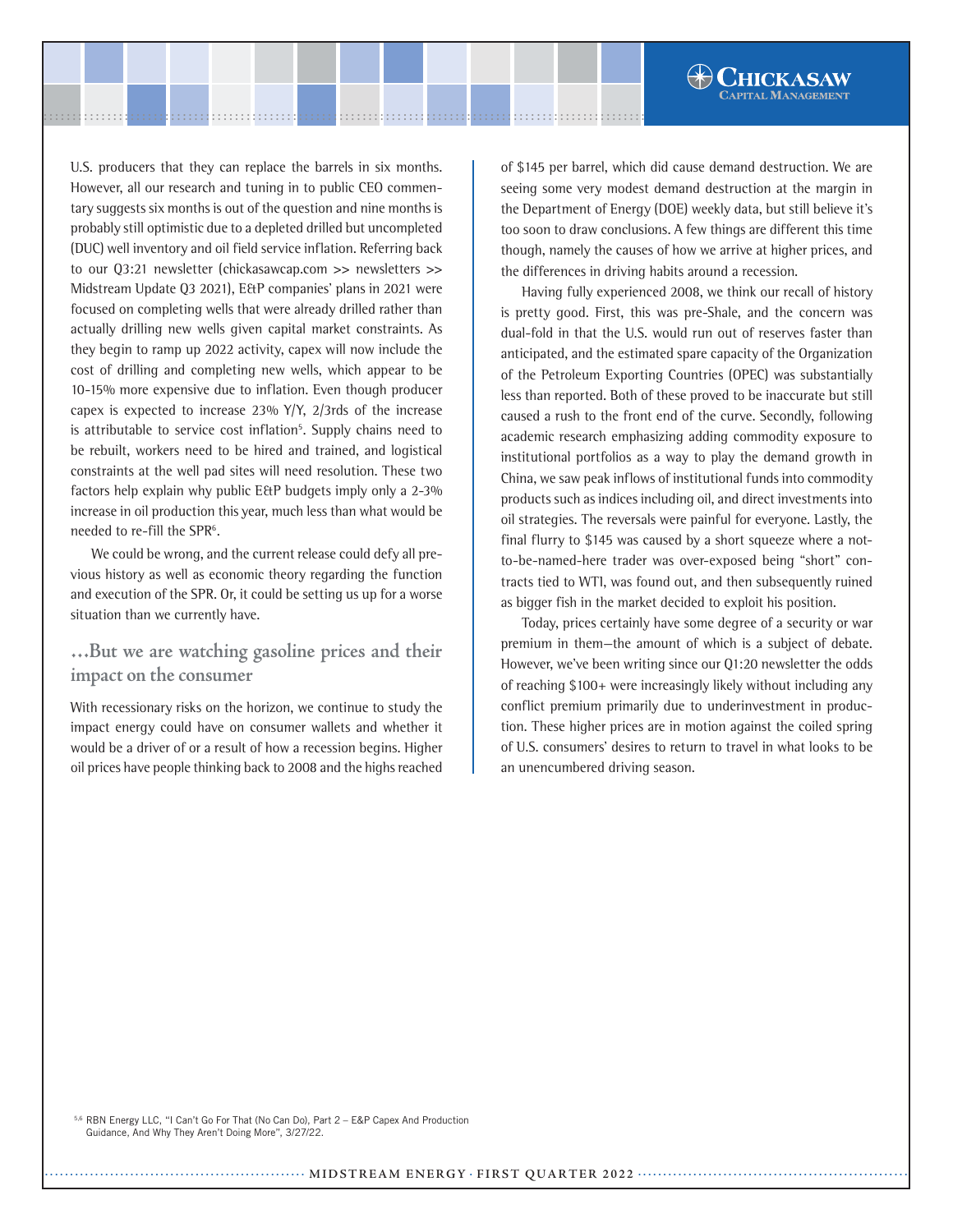U.S. producers that they can replace the barrels in six months. However, all our research and tuning in to public CEO commentary suggests six months is out of the question and nine months is probably still optimistic due to a depleted drilled but uncompleted (DUC) well inventory and oil field service inflation. Referring back to our Q3:21 newsletter (chickasawcap.com >> newsletters >> Midstream Update Q3 2021), E&P companies' plans in 2021 were focused on completing wells that were already drilled rather than actually drilling new wells given capital market constraints. As they begin to ramp up 2022 activity, capex will now include the cost of drilling and completing new wells, which appear to be 10-15% more expensive due to inflation. Even though producer capex is expected to increase 23% Y/Y, 2/3rds of the increase is attributable to service cost inflation[5]. Supply chains need to be rebuilt, workers need to be hired and trained, and logistical constraints at the well pad sites will need resolution. These two factors help explain why public E&P budgets imply only a 2-3% increase in oil production this year, much less than what would be needed to re-fill the SPR[6].

We could be wrong, and the current release could defy all previous history as well as economic theory regarding the function and execution of the SPR. Or, it could be setting us up for a worse situation than we currently have.

## …But we are watching gasoline prices and their impact on the consumer

With recessionary risks on the horizon, we continue to study the impact energy could have on consumer wallets and whether it would be a driver of or a result of how a recession begins. Higher oil prices have people thinking back to 2008 and the highs reached of $145 per barrel, which did cause demand destruction. We are seeing some very modest demand destruction at the margin in the Department of Energy (DOE) weekly data, but still believe it's too soon to draw conclusions. A few things are different this time though, namely the causes of how we arrive at higher prices, and the differences in driving habits around a recession.

Having fully experienced 2008, we think our recall of history is pretty good. First, this was pre-Shale, and the concern was dual-fold in that the U.S. would run out of reserves faster than anticipated, and the estimated spare capacity of the Organization of the Petroleum Exporting Countries (OPEC) was substantially less than reported. Both of these proved to be inaccurate but still caused a rush to the front end of the curve. Secondly, following academic research emphasizing adding commodity exposure to institutional portfolios as a way to play the demand growth in China, we saw peak inflows of institutional funds into commodity products such as indices including oil, and direct investments into oil strategies. The reversals were painful for everyone. Lastly, the final flurry to $145 was caused by a short squeeze where a not-to-be-named-here trader was over-exposed being "short" contracts tied to WTI, was found out, and then subsequently ruined as bigger fish in the market decided to exploit his position.

Today, prices certainly have some degree of a security or war premium in them—the amount of which is a subject of debate. However, we've been writing since our Q1:20 newsletter the odds of reaching $100+ were increasingly likely without including any conflict premium primarily due to underinvestment in production. These higher prices are in motion against the coiled spring of U.S. consumers' desires to return to travel in what looks to be an unencumbered driving season.

[5,6] RBN Energy LLC, "I Can't Go For That (No Can Do), Part 2 – E&P Capex And Production Guidance, And Why They Aren't Doing More", 3/27/22.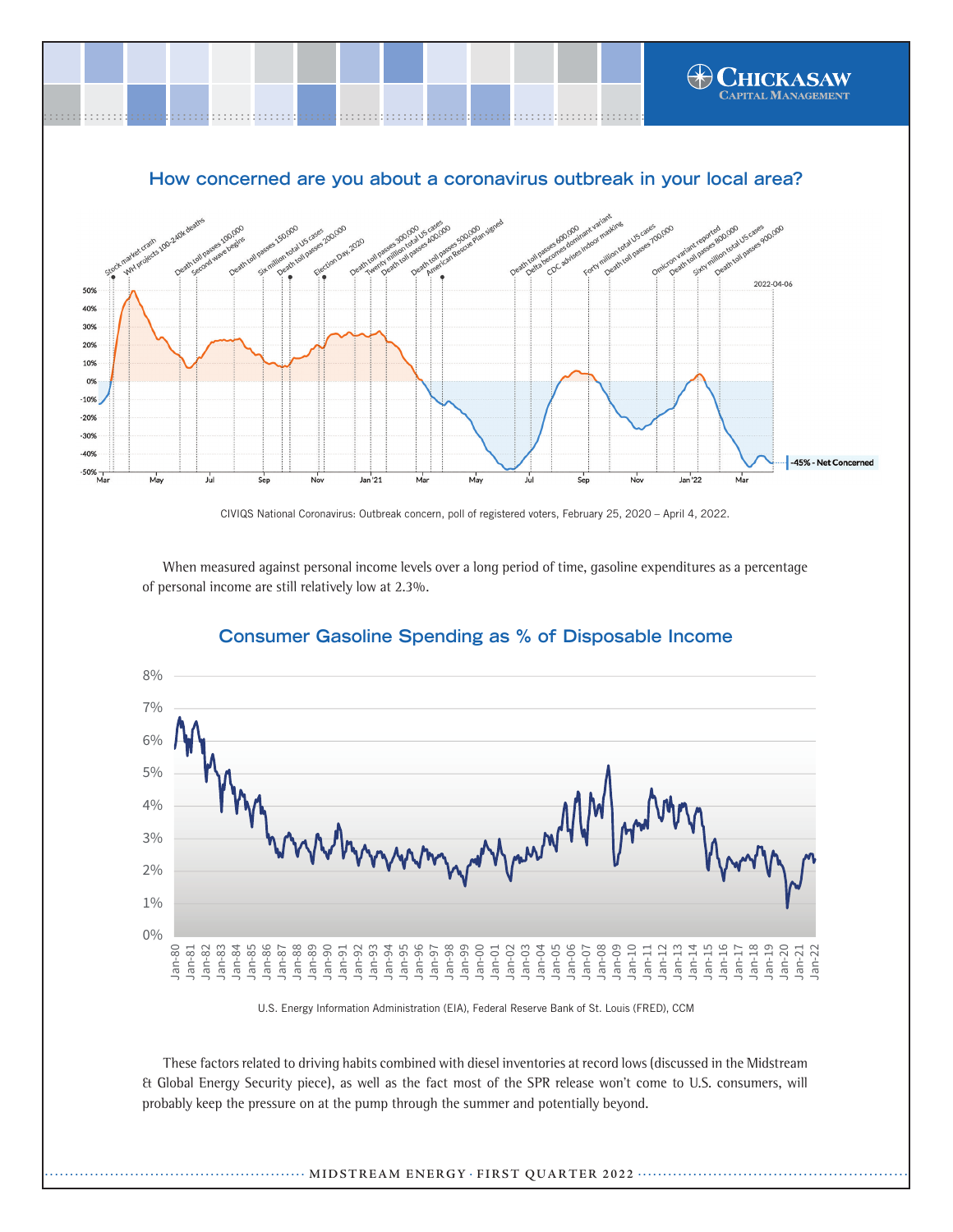## How concerned are you about a coronavirus outbreak in your local area?

CIVIQS National Coronavirus: Outbreak concern, poll of registered voters, February 25, 2020 – April 4, 2022.

When measured against personal income levels over a long period of time, gasoline expenditures as a percentage of personal income are still relatively low at 2.3%.

## Consumer Gasoline Spending as % of Disposable Income

U.S. Energy Information Administration (EIA), Federal Reserve Bank of St. Louis (FRED), CCM

These factors related to driving habits combined with diesel inventories at record lows (discussed in the Midstream & Global Energy Security piece), as well as the fact most of the SPR release won't come to U.S. consumers, will probably keep the pressure on at the pump through the summer and potentially beyond.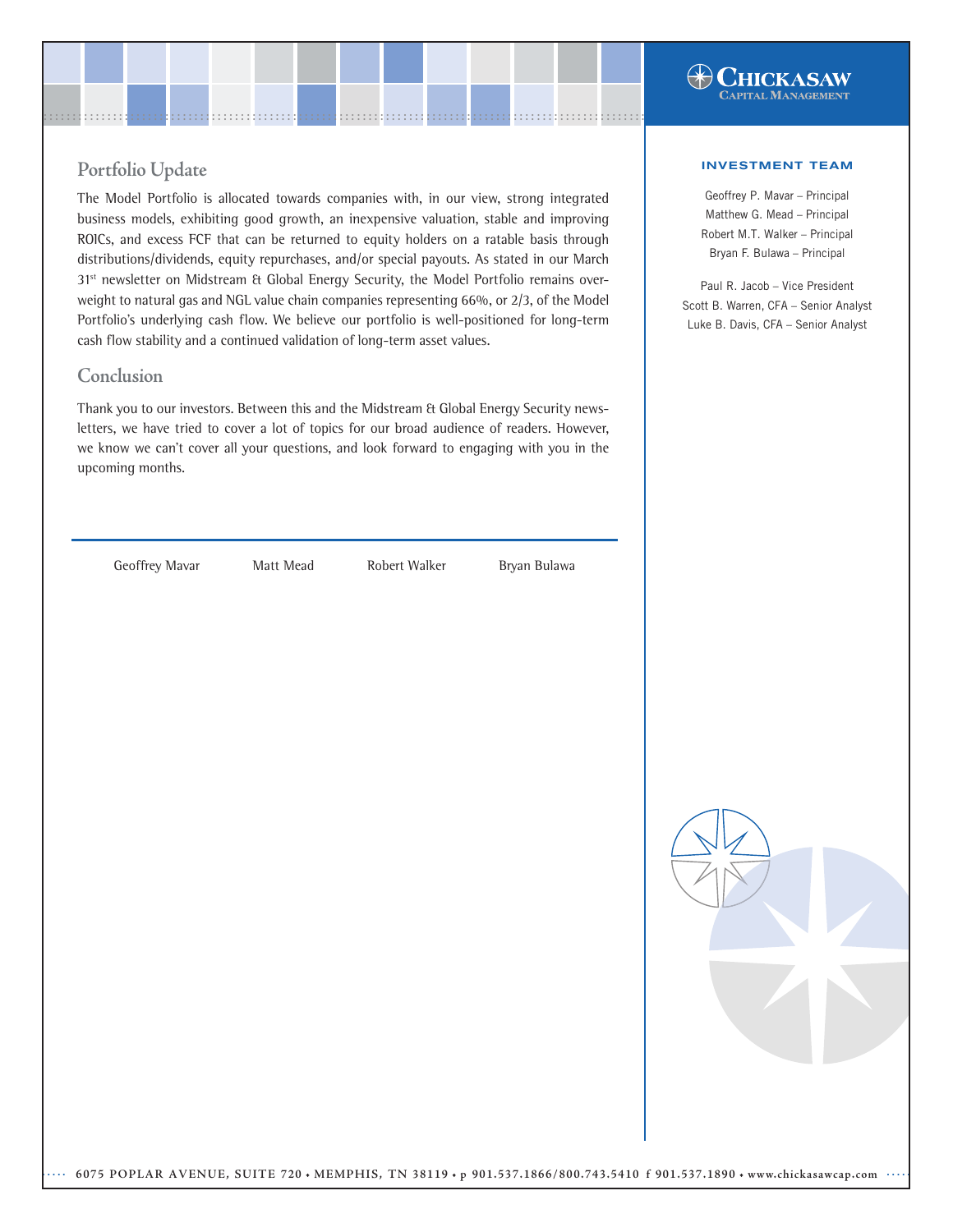## Portfolio Update

The Model Portfolio is allocated towards companies with, in our view, strong integrated business models, exhibiting good growth, an inexpensive valuation, stable and improving ROICs, and excess FCF that can be returned to equity holders on a ratable basis through distributions/dividends, equity repurchases, and/or special payouts. As stated in our March 31st newsletter on Midstream & Global Energy Security, the Model Portfolio remains overweight to natural gas and NGL value chain companies representing 66%, or 2/3, of the Model Portfolio's underlying cash flow. We believe our portfolio is well-positioned for long-term cash flow stability and a continued validation of long-term asset values.

## Conclusion

Thank you to our investors. Between this and the Midstream & Global Energy Security newsletters, we have tried to cover a lot of topics for our broad audience of readers. However, we know we can't cover all your questions, and look forward to engaging with you in the upcoming months.

Geoffrey Mavar    Matt Mead    Robert Walker    Bryan Bulawa

**INVESTMENT TEAM**

Geoffrey P. Mavar – Principal
Matthew G. Mead – Principal
Robert M.T. Walker – Principal
Bryan F. Bulawa – Principal

Paul R. Jacob – Vice President
Scott B. Warren, CFA – Senior Analyst
Luke B. Davis, CFA – Senior Analyst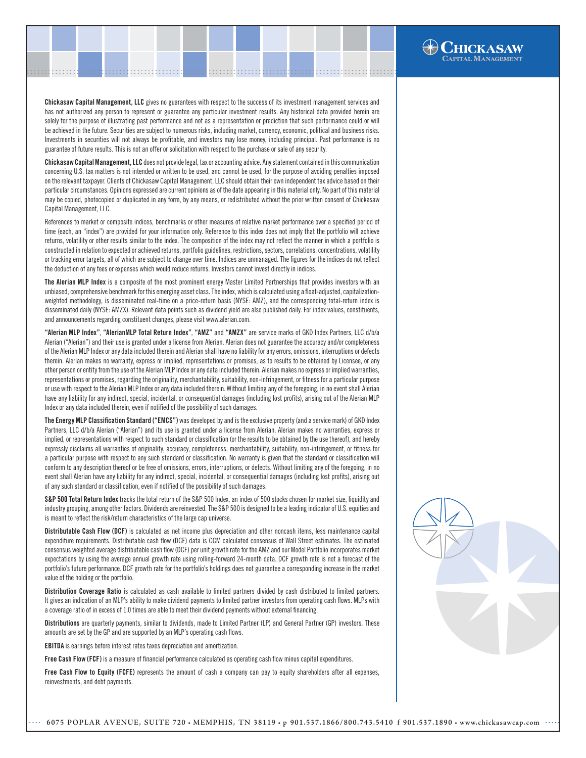**Chickasaw Capital Management, LLC** gives no guarantees with respect to the success of its investment management services and has not authorized any person to represent or guarantee any particular investment results. Any historical data provided herein are solely for the purpose of illustrating past performance and not as a representation or prediction that such performance could or will be achieved in the future. Securities are subject to numerous risks, including market, currency, economic, political and business risks. Investments in securities will not always be profitable, and investors may lose money, including principal. Past performance is no guarantee of future results. This is not an offer or solicitation with respect to the purchase or sale of any security.

**Chickasaw Capital Management, LLC** does not provide legal, tax or accounting advice. Any statement contained in this communication concerning U.S. tax matters is not intended or written to be used, and cannot be used, for the purpose of avoiding penalties imposed on the relevant taxpayer. Clients of Chickasaw Capital Management, LLC should obtain their own independent tax advice based on their particular circumstances. Opinions expressed are current opinions as of the date appearing in this material only. No part of this material may be copied, photocopied or duplicated in any form, by any means, or redistributed without the prior written consent of Chickasaw Capital Management, LLC.

References to market or composite indices, benchmarks or other measures of relative market performance over a specified period of time (each, an "index") are provided for your information only. Reference to this index does not imply that the portfolio will achieve returns, volatility or other results similar to the index. The composition of the index may not reflect the manner in which a portfolio is constructed in relation to expected or achieved returns, portfolio guidelines, restrictions, sectors, correlations, concentrations, volatility or tracking error targets, all of which are subject to change over time. Indices are unmanaged. The figures for the indices do not reflect the deduction of any fees or expenses which would reduce returns. Investors cannot invest directly in indices.

**The Alerian MLP Index** is a composite of the most prominent energy Master Limited Partnerships that provides investors with an unbiased, comprehensive benchmark for this emerging asset class. The index, which is calculated using a float-adjusted, capitalization-weighted methodology, is disseminated real-time on a price-return basis (NYSE: AMZ), and the corresponding total-return index is disseminated daily (NYSE: AMZX). Relevant data points such as dividend yield are also published daily. For index values, constituents, and announcements regarding constituent changes, please visit www.alerian.com.

**"Alerian MLP Index"**, **"AlerianMLP Total Return Index"**, **"AMZ"** and **"AMZX"** are service marks of GKD Index Partners, LLC d/b/a Alerian ("Alerian") and their use is granted under a license from Alerian. Alerian does not guarantee the accuracy and/or completeness of the Alerian MLP Index or any data included therein and Alerian shall have no liability for any errors, omissions, interruptions or defects therein. Alerian makes no warranty, express or implied, representations or promises, as to results to be obtained by Licensee, or any other person or entity from the use of the Alerian MLP Index or any data included therein. Alerian makes no express or implied warranties, representations or promises, regarding the originality, merchantability, suitability, non-infringement, or fitness for a particular purpose or use with respect to the Alerian MLP Index or any data included therein. Without limiting any of the foregoing, in no event shall Alerian have any liability for any indirect, special, incidental, or consequential damages (including lost profits), arising out of the Alerian MLP Index or any data included therein, even if notified of the possibility of such damages.

**The Energy MLP Classification Standard ("EMCS")** was developed by and is the exclusive property (and a service mark) of GKD Index Partners, LLC d/b/a Alerian ("Alerian") and its use is granted under a license from Alerian. Alerian makes no warranties, express or implied, or representations with respect to such standard or classification (or the results to be obtained by the use thereof), and hereby expressly disclaims all warranties of originality, accuracy, completeness, merchantability, suitability, non-infringement, or fitness for a particular purpose with respect to any such standard or classification. No warranty is given that the standard or classification will conform to any description thereof or be free of omissions, errors, interruptions, or defects. Without limiting any of the foregoing, in no event shall Alerian have any liability for any indirect, special, incidental, or consequential damages (including lost profits), arising out of any such standard or classification, even if notified of the possibility of such damages.

**S&P 500 Total Return Index** tracks the total return of the S&P 500 Index, an index of 500 stocks chosen for market size, liquidity and industry grouping, among other factors. Dividends are reinvested. The S&P 500 is designed to be a leading indicator of U.S. equities and is meant to reflect the risk/return characteristics of the large cap universe.

**Distributable Cash Flow (DCF)** is calculated as net income plus depreciation and other noncash items, less maintenance capital expenditure requirements. Distributable cash flow (DCF) data is CCM calculated consensus of Wall Street estimates. The estimated consensus weighted average distributable cash flow (DCF) per unit growth rate for the AMZ and our Model Portfolio incorporates market expectations by using the average annual growth rate using rolling-forward 24-month data. DCF growth rate is not a forecast of the portfolio's future performance. DCF growth rate for the portfolio's holdings does not guarantee a corresponding increase in the market value of the holding or the portfolio.

**Distribution Coverage Ratio** is calculated as cash available to limited partners divided by cash distributed to limited partners. It gives an indication of an MLP's ability to make dividend payments to limited partner investors from operating cash flows. MLPs with a coverage ratio of in excess of 1.0 times are able to meet their dividend payments without external financing.

**Distributions** are quarterly payments, similar to dividends, made to Limited Partner (LP) and General Partner (GP) investors. These amounts are set by the GP and are supported by an MLP's operating cash flows.

**EBITDA** is earnings before interest rates taxes depreciation and amortization.

**Free Cash Flow (FCF)** is a measure of financial performance calculated as operating cash flow minus capital expenditures.

**Free Cash Flow to Equity (FCFE)** represents the amount of cash a company can pay to equity shareholders after all expenses, reinvestments, and debt payments.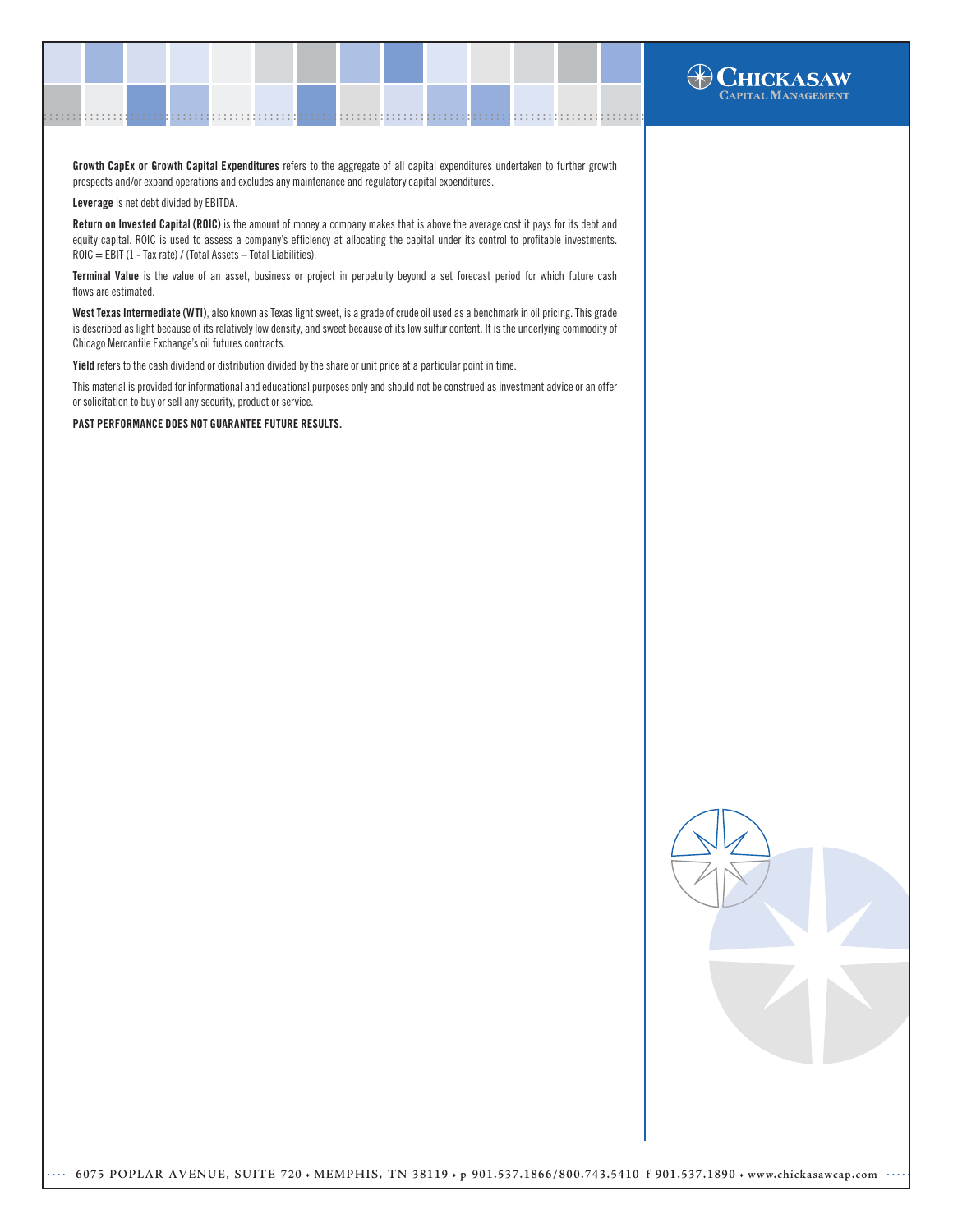**Growth CapEx or Growth Capital Expenditures** refers to the aggregate of all capital expenditures undertaken to further growth prospects and/or expand operations and excludes any maintenance and regulatory capital expenditures.

**Leverage** is net debt divided by EBITDA.

**Return on Invested Capital (ROIC)** is the amount of money a company makes that is above the average cost it pays for its debt and equity capital. ROIC is used to assess a company's efficiency at allocating the capital under its control to profitable investments. ROIC = EBIT (1 - Tax rate) / (Total Assets – Total Liabilities).

**Terminal Value** is the value of an asset, business or project in perpetuity beyond a set forecast period for which future cash flows are estimated.

**West Texas Intermediate (WTI)**, also known as Texas light sweet, is a grade of crude oil used as a benchmark in oil pricing. This grade is described as light because of its relatively low density, and sweet because of its low sulfur content. It is the underlying commodity of Chicago Mercantile Exchange's oil futures contracts.

**Yield** refers to the cash dividend or distribution divided by the share or unit price at a particular point in time.

This material is provided for informational and educational purposes only and should not be construed as investment advice or an offer or solicitation to buy or sell any security, product or service.

**PAST PERFORMANCE DOES NOT GUARANTEE FUTURE RESULTS.**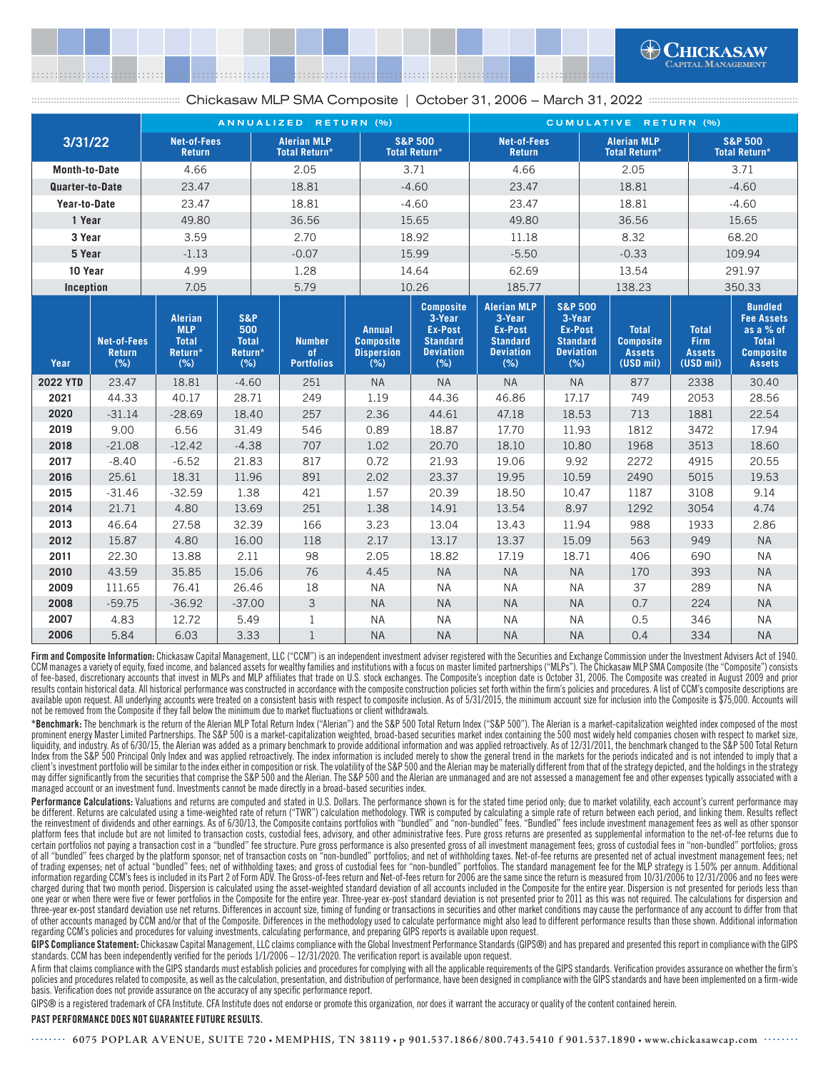# Chickasaw Mlp Sma Composite | October 31, 2006 – March 31, 2022

| 3/31/22 | Annualized Return (%) | | | Cumulative Return (%) | | |
|---|---|---|---|---|---|---|
| | Net-of-Fees Return | Alerian MLP Total Return* | S&P 500 Total Return* | Net-of-Fees Return | Alerian MLP Total Return* | S&P 500 Total Return* |
| Month-to-Date | 4.66 | 2.05 | 3.71 | 4.66 | 2.05 | 3.71 |
| Quarter-to-Date | 23.47 | 18.81 | -4.60 | 23.47 | 18.81 | -4.60 |
| Year-to-Date | 23.47 | 18.81 | -4.60 | 23.47 | 18.81 | -4.60 |
| 1 Year | 49.80 | 36.56 | 15.65 | 49.80 | 36.56 | 15.65 |
| 3 Year | 3.59 | 2.70 | 18.92 | 11.18 | 8.32 | 68.20 |
| 5 Year | -1.13 | -0.07 | 15.99 | -5.50 | -0.33 | 109.94 |
| 10 Year | 4.99 | 1.28 | 14.64 | 62.69 | 13.54 | 291.97 |
| Inception | 7.05 | 5.79 | 10.26 | 185.77 | 138.23 | 350.33 |

| Year | Net-of-Fees Return (%) | Alerian MLP Total Return* (%) | S&P 500 Total Return* (%) | Number of Portfolios | Annual Composite Dispersion (%) | Composite 3-Year Ex-Post Standard Deviation (%) | Alerian MLP 3-Year Ex-Post Standard Deviation (%) | S&P 500 3-Year Ex-Post Standard Deviation (%) | Total Composite Assets (USD mil) | Total Firm Assets (USD mil) | Bundled Fee Assets as a % of Total Composite Assets |
|---|---|---|---|---|---|---|---|---|---|---|---|
| 2022 YTD | 23.47 | 18.81 | -4.60 | 251 | NA | NA | NA | NA | 877 | 2338 | 30.40 |
| 2021 | 44.33 | 40.17 | 28.71 | 249 | 1.19 | 44.36 | 46.86 | 17.17 | 749 | 2053 | 28.56 |
| 2020 | -31.14 | -28.69 | 18.40 | 257 | 2.36 | 44.61 | 47.18 | 18.53 | 713 | 1881 | 22.54 |
| 2019 | 9.00 | 6.56 | 31.49 | 546 | 0.89 | 18.87 | 17.70 | 11.93 | 1812 | 3472 | 17.94 |
| 2018 | -21.08 | -12.42 | -4.38 | 707 | 1.02 | 20.70 | 18.10 | 10.80 | 1968 | 3513 | 18.60 |
| 2017 | -8.40 | -6.52 | 21.83 | 817 | 0.72 | 21.93 | 19.06 | 9.92 | 2272 | 4915 | 20.55 |
| 2016 | 25.61 | 18.31 | 11.96 | 891 | 2.02 | 23.37 | 19.95 | 10.59 | 2490 | 5015 | 19.53 |
| 2015 | -31.46 | -32.59 | 1.38 | 421 | 1.57 | 20.39 | 18.50 | 10.47 | 1187 | 3108 | 9.14 |
| 2014 | 21.71 | 4.80 | 13.69 | 251 | 1.38 | 14.91 | 13.54 | 8.97 | 1292 | 3054 | 4.74 |
| 2013 | 46.64 | 27.58 | 32.39 | 166 | 3.23 | 13.04 | 13.43 | 11.94 | 988 | 1933 | 2.86 |
| 2012 | 15.87 | 4.80 | 16.00 | 118 | 2.17 | 13.17 | 13.37 | 15.09 | 563 | 949 | NA |
| 2011 | 22.30 | 13.88 | 2.11 | 98 | 2.05 | 18.82 | 17.19 | 18.71 | 406 | 690 | NA |
| 2010 | 43.59 | 35.85 | 15.06 | 76 | 4.45 | NA | NA | NA | 170 | 393 | NA |
| 2009 | 111.65 | 76.41 | 26.46 | 18 | NA | NA | NA | NA | 37 | 289 | NA |
| 2008 | -59.75 | -36.92 | -37.00 | 3 | NA | NA | NA | NA | 0.7 | 224 | NA |
| 2007 | 4.83 | 12.72 | 5.49 | 1 | NA | NA | NA | NA | 0.5 | 346 | NA |
| 2006 | 5.84 | 6.03 | 3.33 | 1 | NA | NA | NA | NA | 0.4 | 334 | NA |

**Firm and Composite Information:** Chickasaw Capital Management, LLC ("CCM") is an independent investment adviser registered with the Securities and Exchange Commission under the Investment Advisers Act of 1940. CCM manages a variety of equity, fixed income, and balanced assets for wealthy families and institutions with a focus on master limited partnerships ("MLPs"). The Chickasaw MLP SMA Composite (the "Composite") consists of fee-based, discretionary accounts that invest in MLPs and MLP affiliates that trade on U.S. stock exchanges. The Composite's inception date is October 31, 2006. The Composite was created in August 2009 and prior results contain historical data. All historical performance was constructed in accordance with the composite construction policies set forth within the firm's policies and procedures. A list of CCM's composite descriptions are available upon request. All underlying accounts were treated on a consistent basis with respect to composite inclusion. As of 5/31/2015, the minimum account size for inclusion into the Composite is $75,000. Accounts will not be removed from the Composite if they fall below the minimum due to market fluctuations or client withdrawals.

***Benchmark:** The benchmark is the return of the Alerian MLP Total Return Index ("Alerian") and the S&P 500 Total Return Index ("S&P 500"). The Alerian is a market-capitalization weighted index composed of the most prominent energy Master Limited Partnerships. The S&P 500 is a market-capitalization weighted, broad-based securities market index containing the 500 most widely held companies chosen with respect to market size, liquidity, and industry. As of 6/30/15, the Alerian was added as a primary benchmark to provide additional information and was applied retroactively. As of 12/31/2011, the benchmark changed to the S&P 500 Total Return Index from the S&P 500 Principal Only Index and was applied retroactively. The index information is included merely to show the general trend in the markets for the periods indicated and is not intended to imply that a client's investment portfolio will be similar to the index either in composition or risk. The volatility of the S&P 500 and the Alerian may be materially different from that of the strategy depicted, and the holdings in the strategy may differ significantly from the securities that comprise the S&P 500 and the Alerian. The S&P 500 and the Alerian are unmanaged and are not assessed a management fee and other expenses typically associated with a managed account or an investment fund. Investments cannot be made directly in a broad-based securities index.

**Performance Calculations:** Valuations and returns are computed and stated in U.S. Dollars. The performance shown is for the stated time period only; due to market volatility, each account's current performance may be different. Returns are calculated using a time-weighted rate of return ("TWR") calculation methodology. TWR is computed by calculating a simple rate of return between each period, and linking them. Results reflect the reinvestment of dividends and other earnings. As of 6/30/13, the Composite contains portfolios with "bundled" and "non-bundled" fees. "Bundled" fees include investment management fees as well as other sponsor platform fees that include but are not limited to transaction costs, custodial fees, advisory, and other administrative fees. Pure gross returns are presented as supplemental information to the net-of-fee returns due to certain portfolios not paying a transaction cost in a "bundled" fee structure. Pure gross performance is also presented gross of all investment management fees; gross of custodial fees in "non-bundled" portfolios; gross of all "bundled" fees charged by the platform sponsor; net of transaction costs on "non-bundled" portfolios; and net of withholding taxes. Net-of-fee returns are presented net of actual investment management fees; net of trading expenses; net of actual "bundled" fees; net of withholding taxes; and gross of custodial fees for "non-bundled" portfolios. The standard management fee for the MLP strategy is 1.50% per annum. Additional information regarding CCM's fees is included in its Part 2 of Form ADV. The Gross-of-fees return and Net-of-fees return for 2006 are the same since the return is measured from 10/31/2006 to 12/31/2006 and no fees were charged during that two month period. Dispersion is calculated using the asset-weighted standard deviation of all accounts included in the Composite for the entire year. Dispersion is not presented for periods less than one year or when there were five or fewer portfolios in the Composite for the entire year. Three-year ex-post standard deviation is not presented prior to 2011 as this was not required. The calculations for dispersion and three-year ex-post standard deviation use net returns. Differences in account size, timing of funding or transactions in securities and other market conditions may cause the performance of any account to differ from that of other accounts managed by CCM and/or that of the Composite. Differences in the methodology used to calculate performance might also lead to different performance results than those shown. Additional information regarding CCM's policies and procedures for valuing investments, calculating performance, and preparing GIPS reports is available upon request.

**GIPS Compliance Statement:** Chickasaw Capital Management, LLC claims compliance with the Global Investment Performance Standards (GIPS®) and has prepared and presented this report in compliance with the GIPS standards. CCM has been independently verified for the periods 1/1/2006 – 12/31/2020. The verification report is available upon request.

A firm that claims compliance with the GIPS standards must establish policies and procedures for complying with all the applicable requirements of the GIPS standards. Verification provides assurance on whether the firm's policies and procedures related to composite, as well as the calculation, presentation, and distribution of performance, have been designed in compliance with the GIPS standards and have been implemented on a firm-wide basis. Verification does not provide assurance on the accuracy of any specific performance report.

GIPS® is a registered trademark of CFA Institute. CFA Institute does not endorse or promote this organization, nor does it warrant the accuracy or quality of the content contained herein.

**PAST PERFORMANCE DOES NOT GUARANTEE FUTURE RESULTS.**

6075 POPLAR AVENUE, SUITE 720 • MEMPHIS, TN 38119 • p 901.537.1866/800.743.5410 f 901.537.1890 • www.chickasawcap.com